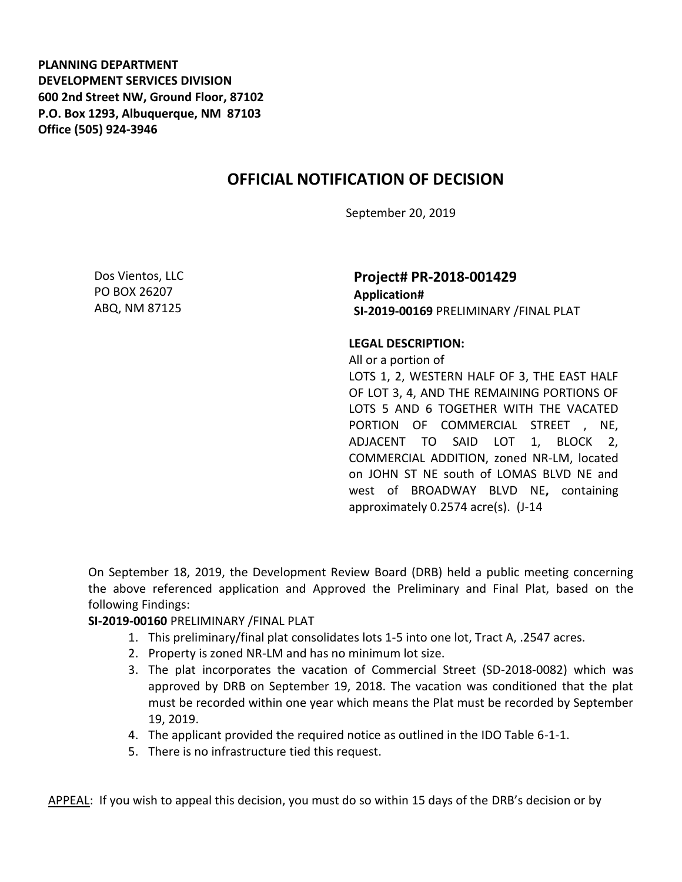**PLANNING DEPARTMENT**
**DEVELOPMENT SERVICES DIVISION**
**600 2nd Street NW, Ground Floor, 87102**
**P.O. Box 1293, Albuquerque, NM 87103**
**Office (505) 924-3946**

# OFFICIAL NOTIFICATION OF DECISION

September 20, 2019

Dos Vientos, LLC
PO BOX 26207
ABQ, NM 87125

**Project# PR-2018-001429**
**Application#**
**SI-2019-00169** PRELIMINARY /FINAL PLAT

**LEGAL DESCRIPTION:**
All or a portion of
LOTS 1, 2, WESTERN HALF OF 3, THE EAST HALF OF LOT 3, 4, AND THE REMAINING PORTIONS OF LOTS 5 AND 6 TOGETHER WITH THE VACATED PORTION OF COMMERCIAL STREET , NE, ADJACENT TO SAID LOT 1, BLOCK 2, COMMERCIAL ADDITION, zoned NR-LM, located on JOHN ST NE south of LOMAS BLVD NE and west of BROADWAY BLVD NE**,** containing approximately 0.2574 acre(s). (J-14

On September 18, 2019, the Development Review Board (DRB) held a public meeting concerning the above referenced application and Approved the Preliminary and Final Plat, based on the following Findings:

**SI-2019-00160** PRELIMINARY /FINAL PLAT

1. This preliminary/final plat consolidates lots 1-5 into one lot, Tract A, .2547 acres.
2. Property is zoned NR-LM and has no minimum lot size.
3. The plat incorporates the vacation of Commercial Street (SD-2018-0082) which was approved by DRB on September 19, 2018. The vacation was conditioned that the plat must be recorded within one year which means the Plat must be recorded by September 19, 2019.
4. The applicant provided the required notice as outlined in the IDO Table 6-1-1.
5. There is no infrastructure tied this request.

APPEAL: If you wish to appeal this decision, you must do so within 15 days of the DRB's decision or by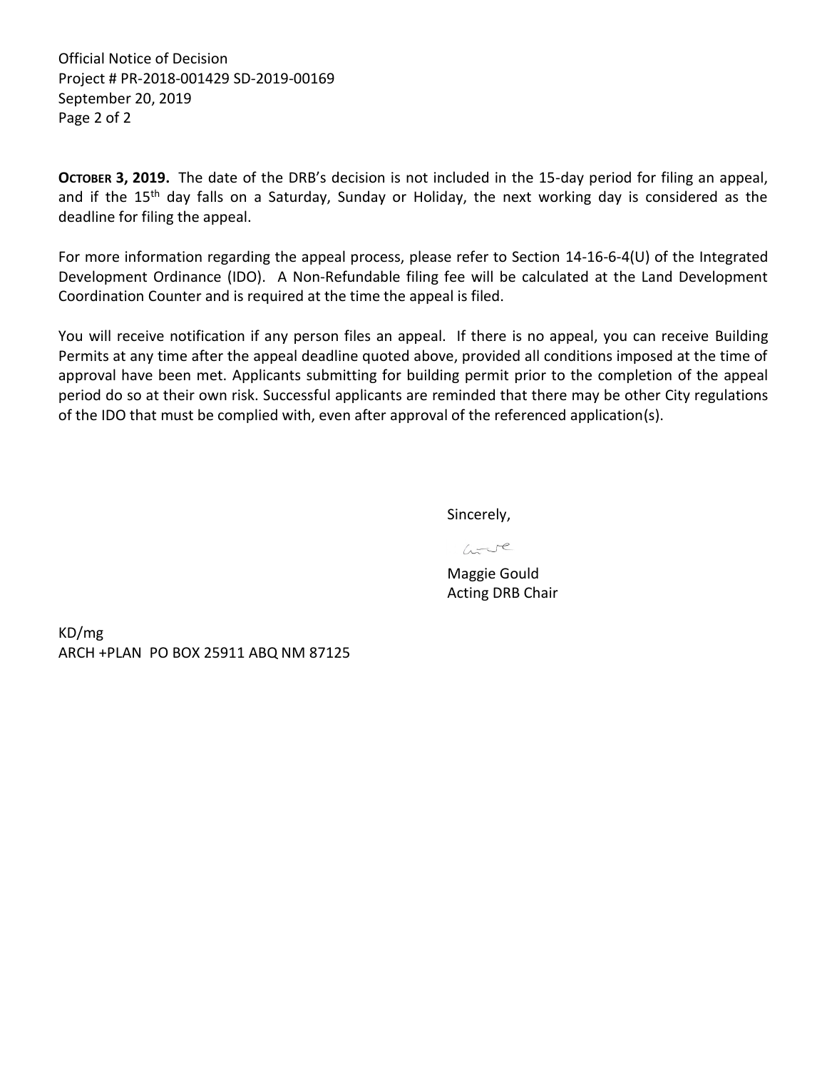**OCTOBER 3, 2019.** The date of the DRB's decision is not included in the 15-day period for filing an appeal, and if the 15th day falls on a Saturday, Sunday or Holiday, the next working day is considered as the deadline for filing the appeal.

For more information regarding the appeal process, please refer to Section 14-16-6-4(U) of the Integrated Development Ordinance (IDO). A Non-Refundable filing fee will be calculated at the Land Development Coordination Counter and is required at the time the appeal is filed.

You will receive notification if any person files an appeal. If there is no appeal, you can receive Building Permits at any time after the appeal deadline quoted above, provided all conditions imposed at the time of approval have been met. Applicants submitting for building permit prior to the completion of the appeal period do so at their own risk. Successful applicants are reminded that there may be other City regulations of the IDO that must be complied with, even after approval of the referenced application(s).

Sincerely,

Maggie Gould
Acting DRB Chair

KD/mg
ARCH +PLAN PO BOX 25911 ABQ NM 87125